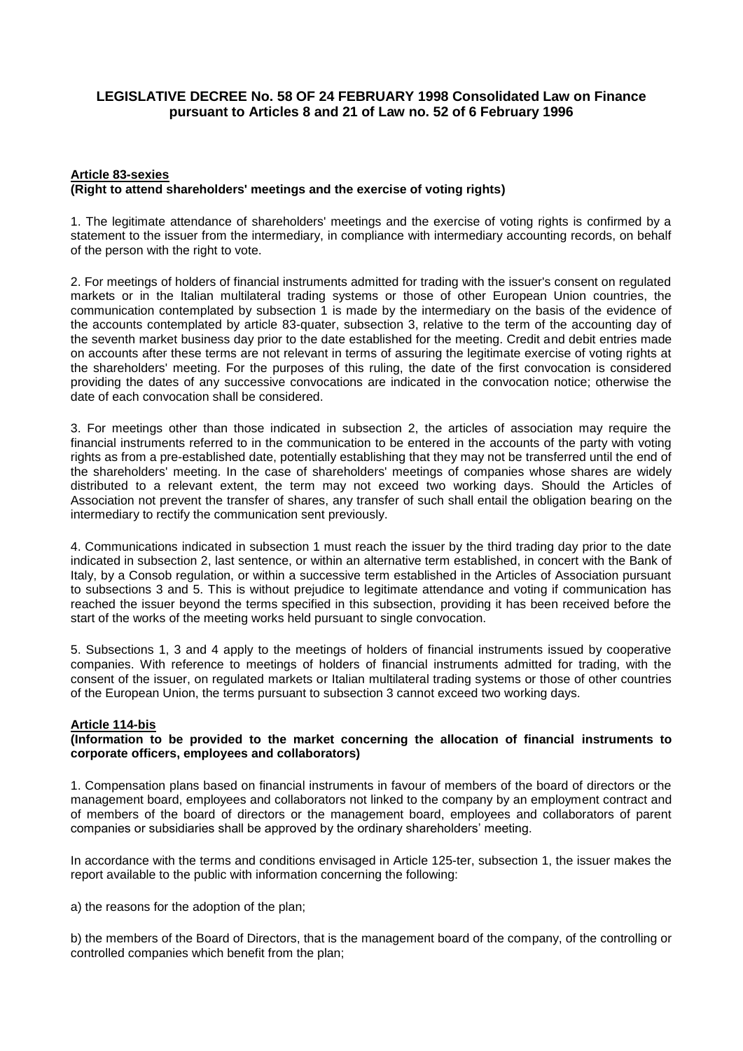# LEGISLATIVE DECREE No. 58 OF 24 FEBRUARY 1998 Consolidated Law on Finance pursuant to Articles 8 and 21 of Law no. 52 of 6 February 1996

## Article 83-sexies
### (Right to attend shareholders' meetings and the exercise of voting rights)

1. The legitimate attendance of shareholders' meetings and the exercise of voting rights is confirmed by a statement to the issuer from the intermediary, in compliance with intermediary accounting records, on behalf of the person with the right to vote.

2. For meetings of holders of financial instruments admitted for trading with the issuer's consent on regulated markets or in the Italian multilateral trading systems or those of other European Union countries, the communication contemplated by subsection 1 is made by the intermediary on the basis of the evidence of the accounts contemplated by article 83-quater, subsection 3, relative to the term of the accounting day of the seventh market business day prior to the date established for the meeting. Credit and debit entries made on accounts after these terms are not relevant in terms of assuring the legitimate exercise of voting rights at the shareholders' meeting. For the purposes of this ruling, the date of the first convocation is considered providing the dates of any successive convocations are indicated in the convocation notice; otherwise the date of each convocation shall be considered.

3. For meetings other than those indicated in subsection 2, the articles of association may require the financial instruments referred to in the communication to be entered in the accounts of the party with voting rights as from a pre-established date, potentially establishing that they may not be transferred until the end of the shareholders' meeting. In the case of shareholders' meetings of companies whose shares are widely distributed to a relevant extent, the term may not exceed two working days. Should the Articles of Association not prevent the transfer of shares, any transfer of such shall entail the obligation bearing on the intermediary to rectify the communication sent previously.

4. Communications indicated in subsection 1 must reach the issuer by the third trading day prior to the date indicated in subsection 2, last sentence, or within an alternative term established, in concert with the Bank of Italy, by a Consob regulation, or within a successive term established in the Articles of Association pursuant to subsections 3 and 5. This is without prejudice to legitimate attendance and voting if communication has reached the issuer beyond the terms specified in this subsection, providing it has been received before the start of the works of the meeting works held pursuant to single convocation.

5. Subsections 1, 3 and 4 apply to the meetings of holders of financial instruments issued by cooperative companies. With reference to meetings of holders of financial instruments admitted for trading, with the consent of the issuer, on regulated markets or Italian multilateral trading systems or those of other countries of the European Union, the terms pursuant to subsection 3 cannot exceed two working days.

## Article 114-bis
### (Information to be provided to the market concerning the allocation of financial instruments to corporate officers, employees and collaborators)

1. Compensation plans based on financial instruments in favour of members of the board of directors or the management board, employees and collaborators not linked to the company by an employment contract and of members of the board of directors or the management board, employees and collaborators of parent companies or subsidiaries shall be approved by the ordinary shareholders' meeting.

In accordance with the terms and conditions envisaged in Article 125-ter, subsection 1, the issuer makes the report available to the public with information concerning the following:

a) the reasons for the adoption of the plan;

b) the members of the Board of Directors, that is the management board of the company, of the controlling or controlled companies which benefit from the plan;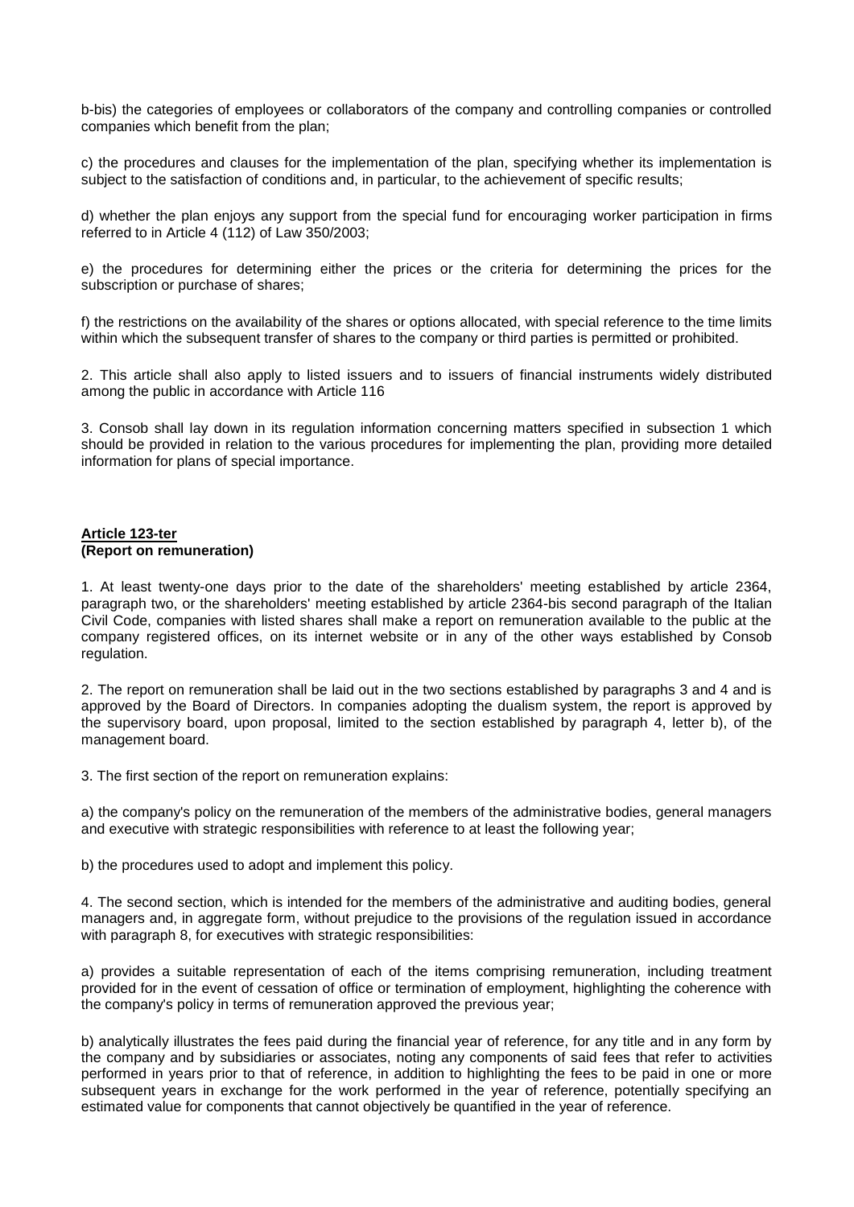b-bis) the categories of employees or collaborators of the company and controlling companies or controlled companies which benefit from the plan;

c) the procedures and clauses for the implementation of the plan, specifying whether its implementation is subject to the satisfaction of conditions and, in particular, to the achievement of specific results;

d) whether the plan enjoys any support from the special fund for encouraging worker participation in firms referred to in Article 4 (112) of Law 350/2003;

e) the procedures for determining either the prices or the criteria for determining the prices for the subscription or purchase of shares;

f) the restrictions on the availability of the shares or options allocated, with special reference to the time limits within which the subsequent transfer of shares to the company or third parties is permitted or prohibited.

2. This article shall also apply to listed issuers and to issuers of financial instruments widely distributed among the public in accordance with Article 116

3. Consob shall lay down in its regulation information concerning matters specified in subsection 1 which should be provided in relation to the various procedures for implementing the plan, providing more detailed information for plans of special importance.

**Article 123-ter**
**(Report on remuneration)**

1. At least twenty-one days prior to the date of the shareholders' meeting established by article 2364, paragraph two, or the shareholders' meeting established by article 2364-bis second paragraph of the Italian Civil Code, companies with listed shares shall make a report on remuneration available to the public at the company registered offices, on its internet website or in any of the other ways established by Consob regulation.

2. The report on remuneration shall be laid out in the two sections established by paragraphs 3 and 4 and is approved by the Board of Directors. In companies adopting the dualism system, the report is approved by the supervisory board, upon proposal, limited to the section established by paragraph 4, letter b), of the management board.

3. The first section of the report on remuneration explains:

a) the company's policy on the remuneration of the members of the administrative bodies, general managers and executive with strategic responsibilities with reference to at least the following year;

b) the procedures used to adopt and implement this policy.

4. The second section, which is intended for the members of the administrative and auditing bodies, general managers and, in aggregate form, without prejudice to the provisions of the regulation issued in accordance with paragraph 8, for executives with strategic responsibilities:

a) provides a suitable representation of each of the items comprising remuneration, including treatment provided for in the event of cessation of office or termination of employment, highlighting the coherence with the company's policy in terms of remuneration approved the previous year;

b) analytically illustrates the fees paid during the financial year of reference, for any title and in any form by the company and by subsidiaries or associates, noting any components of said fees that refer to activities performed in years prior to that of reference, in addition to highlighting the fees to be paid in one or more subsequent years in exchange for the work performed in the year of reference, potentially specifying an estimated value for components that cannot objectively be quantified in the year of reference.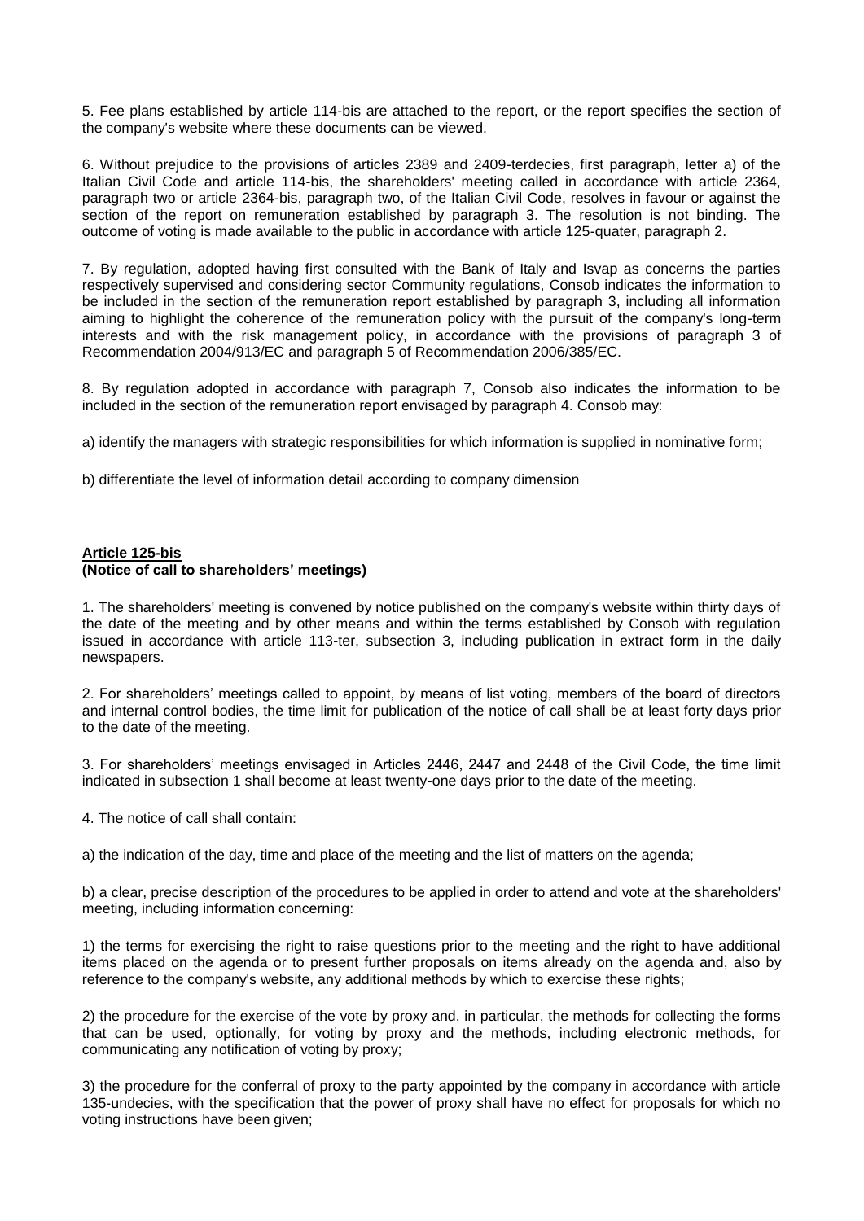5. Fee plans established by article 114-bis are attached to the report, or the report specifies the section of the company's website where these documents can be viewed.

6. Without prejudice to the provisions of articles 2389 and 2409-terdecies, first paragraph, letter a) of the Italian Civil Code and article 114-bis, the shareholders' meeting called in accordance with article 2364, paragraph two or article 2364-bis, paragraph two, of the Italian Civil Code, resolves in favour or against the section of the report on remuneration established by paragraph 3. The resolution is not binding. The outcome of voting is made available to the public in accordance with article 125-quater, paragraph 2.

7. By regulation, adopted having first consulted with the Bank of Italy and Isvap as concerns the parties respectively supervised and considering sector Community regulations, Consob indicates the information to be included in the section of the remuneration report established by paragraph 3, including all information aiming to highlight the coherence of the remuneration policy with the pursuit of the company's long-term interests and with the risk management policy, in accordance with the provisions of paragraph 3 of Recommendation 2004/913/EC and paragraph 5 of Recommendation 2006/385/EC.

8. By regulation adopted in accordance with paragraph 7, Consob also indicates the information to be included in the section of the remuneration report envisaged by paragraph 4. Consob may:

a) identify the managers with strategic responsibilities for which information is supplied in nominative form;

b) differentiate the level of information detail according to company dimension

**Article 125-bis**
**(Notice of call to shareholders' meetings)**

1. The shareholders' meeting is convened by notice published on the company's website within thirty days of the date of the meeting and by other means and within the terms established by Consob with regulation issued in accordance with article 113-ter, subsection 3, including publication in extract form in the daily newspapers.

2. For shareholders' meetings called to appoint, by means of list voting, members of the board of directors and internal control bodies, the time limit for publication of the notice of call shall be at least forty days prior to the date of the meeting.

3. For shareholders' meetings envisaged in Articles 2446, 2447 and 2448 of the Civil Code, the time limit indicated in subsection 1 shall become at least twenty-one days prior to the date of the meeting.

4. The notice of call shall contain:

a) the indication of the day, time and place of the meeting and the list of matters on the agenda;

b) a clear, precise description of the procedures to be applied in order to attend and vote at the shareholders' meeting, including information concerning:

1) the terms for exercising the right to raise questions prior to the meeting and the right to have additional items placed on the agenda or to present further proposals on items already on the agenda and, also by reference to the company's website, any additional methods by which to exercise these rights;

2) the procedure for the exercise of the vote by proxy and, in particular, the methods for collecting the forms that can be used, optionally, for voting by proxy and the methods, including electronic methods, for communicating any notification of voting by proxy;

3) the procedure for the conferral of proxy to the party appointed by the company in accordance with article 135-undecies, with the specification that the power of proxy shall have no effect for proposals for which no voting instructions have been given;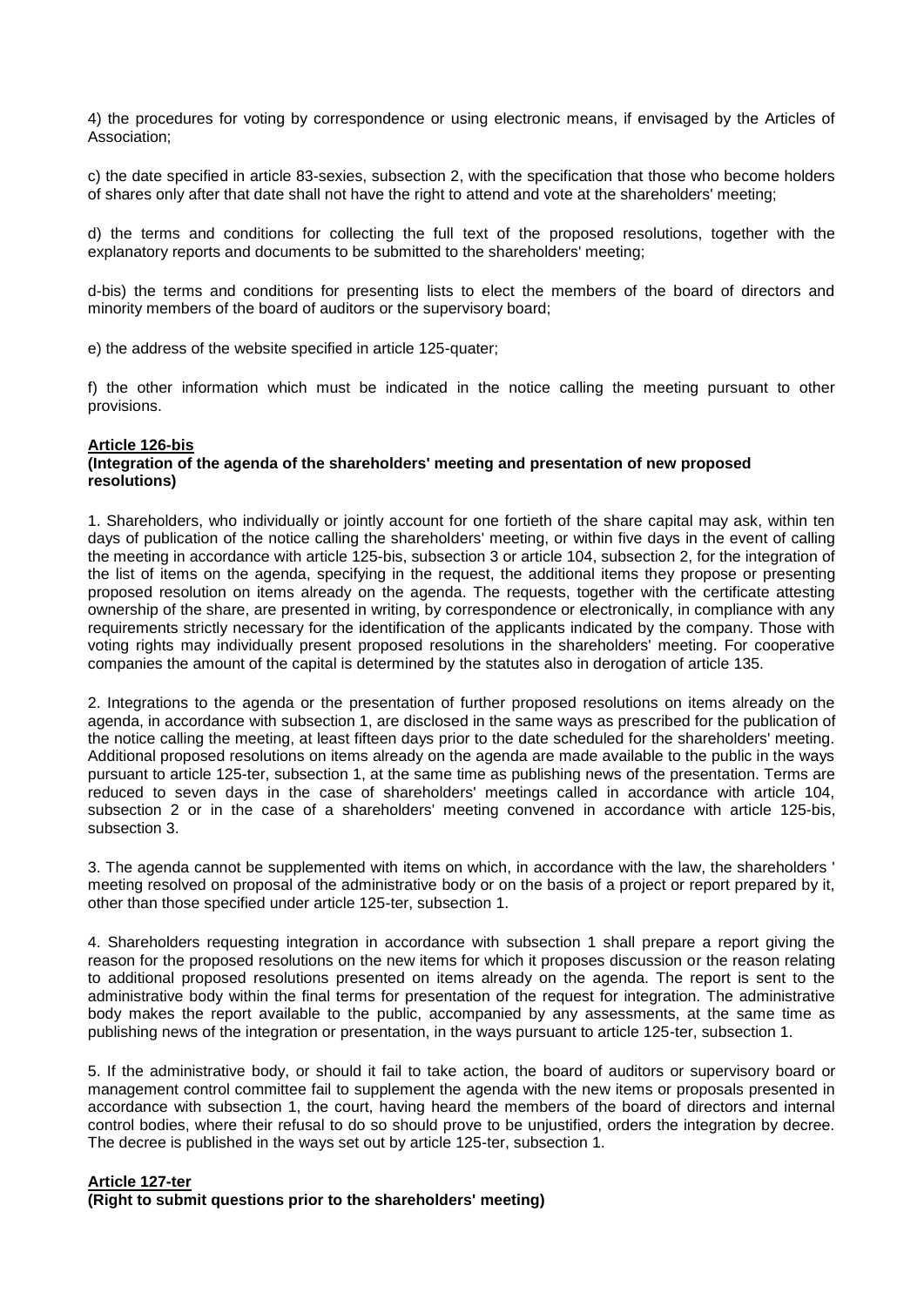4) the procedures for voting by correspondence or using electronic means, if envisaged by the Articles of Association;

c) the date specified in article 83-sexies, subsection 2, with the specification that those who become holders of shares only after that date shall not have the right to attend and vote at the shareholders' meeting;

d) the terms and conditions for collecting the full text of the proposed resolutions, together with the explanatory reports and documents to be submitted to the shareholders' meeting;

d-bis) the terms and conditions for presenting lists to elect the members of the board of directors and minority members of the board of auditors or the supervisory board;

e) the address of the website specified in article 125-quater;

f) the other information which must be indicated in the notice calling the meeting pursuant to other provisions.

**Article 126-bis**
**(Integration of the agenda of the shareholders' meeting and presentation of new proposed resolutions)**

1. Shareholders, who individually or jointly account for one fortieth of the share capital may ask, within ten days of publication of the notice calling the shareholders' meeting, or within five days in the event of calling the meeting in accordance with article 125-bis, subsection 3 or article 104, subsection 2, for the integration of the list of items on the agenda, specifying in the request, the additional items they propose or presenting proposed resolution on items already on the agenda. The requests, together with the certificate attesting ownership of the share, are presented in writing, by correspondence or electronically, in compliance with any requirements strictly necessary for the identification of the applicants indicated by the company. Those with voting rights may individually present proposed resolutions in the shareholders' meeting. For cooperative companies the amount of the capital is determined by the statutes also in derogation of article 135.

2. Integrations to the agenda or the presentation of further proposed resolutions on items already on the agenda, in accordance with subsection 1, are disclosed in the same ways as prescribed for the publication of the notice calling the meeting, at least fifteen days prior to the date scheduled for the shareholders' meeting. Additional proposed resolutions on items already on the agenda are made available to the public in the ways pursuant to article 125-ter, subsection 1, at the same time as publishing news of the presentation. Terms are reduced to seven days in the case of shareholders' meetings called in accordance with article 104, subsection 2 or in the case of a shareholders' meeting convened in accordance with article 125-bis, subsection 3.

3. The agenda cannot be supplemented with items on which, in accordance with the law, the shareholders ' meeting resolved on proposal of the administrative body or on the basis of a project or report prepared by it, other than those specified under article 125-ter, subsection 1.

4. Shareholders requesting integration in accordance with subsection 1 shall prepare a report giving the reason for the proposed resolutions on the new items for which it proposes discussion or the reason relating to additional proposed resolutions presented on items already on the agenda. The report is sent to the administrative body within the final terms for presentation of the request for integration. The administrative body makes the report available to the public, accompanied by any assessments, at the same time as publishing news of the integration or presentation, in the ways pursuant to article 125-ter, subsection 1.

5. If the administrative body, or should it fail to take action, the board of auditors or supervisory board or management control committee fail to supplement the agenda with the new items or proposals presented in accordance with subsection 1, the court, having heard the members of the board of directors and internal control bodies, where their refusal to do so should prove to be unjustified, orders the integration by decree. The decree is published in the ways set out by article 125-ter, subsection 1.

**Article 127-ter**
**(Right to submit questions prior to the shareholders' meeting)**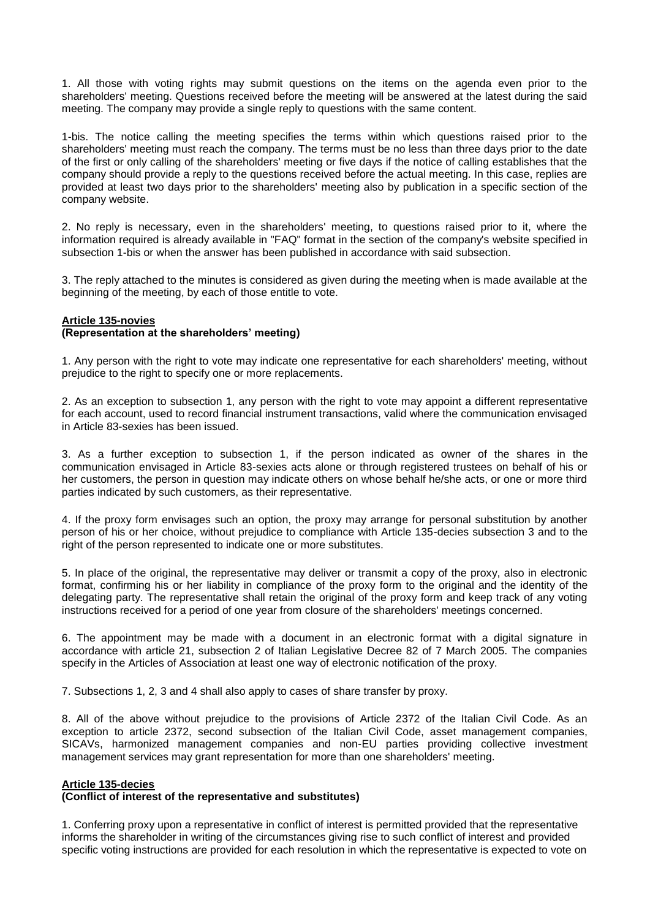1. All those with voting rights may submit questions on the items on the agenda even prior to the shareholders' meeting. Questions received before the meeting will be answered at the latest during the said meeting. The company may provide a single reply to questions with the same content.

1-bis. The notice calling the meeting specifies the terms within which questions raised prior to the shareholders' meeting must reach the company. The terms must be no less than three days prior to the date of the first or only calling of the shareholders' meeting or five days if the notice of calling establishes that the company should provide a reply to the questions received before the actual meeting. In this case, replies are provided at least two days prior to the shareholders' meeting also by publication in a specific section of the company website.

2. No reply is necessary, even in the shareholders' meeting, to questions raised prior to it, where the information required is already available in "FAQ" format in the section of the company's website specified in subsection 1-bis or when the answer has been published in accordance with said subsection.

3. The reply attached to the minutes is considered as given during the meeting when is made available at the beginning of the meeting, by each of those entitle to vote.

**Article 135-novies**
**(Representation at the shareholders' meeting)**

1. Any person with the right to vote may indicate one representative for each shareholders' meeting, without prejudice to the right to specify one or more replacements.

2. As an exception to subsection 1, any person with the right to vote may appoint a different representative for each account, used to record financial instrument transactions, valid where the communication envisaged in Article 83-sexies has been issued.

3. As a further exception to subsection 1, if the person indicated as owner of the shares in the communication envisaged in Article 83-sexies acts alone or through registered trustees on behalf of his or her customers, the person in question may indicate others on whose behalf he/she acts, or one or more third parties indicated by such customers, as their representative.

4. If the proxy form envisages such an option, the proxy may arrange for personal substitution by another person of his or her choice, without prejudice to compliance with Article 135-decies subsection 3 and to the right of the person represented to indicate one or more substitutes.

5. In place of the original, the representative may deliver or transmit a copy of the proxy, also in electronic format, confirming his or her liability in compliance of the proxy form to the original and the identity of the delegating party. The representative shall retain the original of the proxy form and keep track of any voting instructions received for a period of one year from closure of the shareholders' meetings concerned.

6. The appointment may be made with a document in an electronic format with a digital signature in accordance with article 21, subsection 2 of Italian Legislative Decree 82 of 7 March 2005. The companies specify in the Articles of Association at least one way of electronic notification of the proxy.

7. Subsections 1, 2, 3 and 4 shall also apply to cases of share transfer by proxy.

8. All of the above without prejudice to the provisions of Article 2372 of the Italian Civil Code. As an exception to article 2372, second subsection of the Italian Civil Code, asset management companies, SICAVs, harmonized management companies and non-EU parties providing collective investment management services may grant representation for more than one shareholders' meeting.

**Article 135-decies**
**(Conflict of interest of the representative and substitutes)**

1. Conferring proxy upon a representative in conflict of interest is permitted provided that the representative informs the shareholder in writing of the circumstances giving rise to such conflict of interest and provided specific voting instructions are provided for each resolution in which the representative is expected to vote on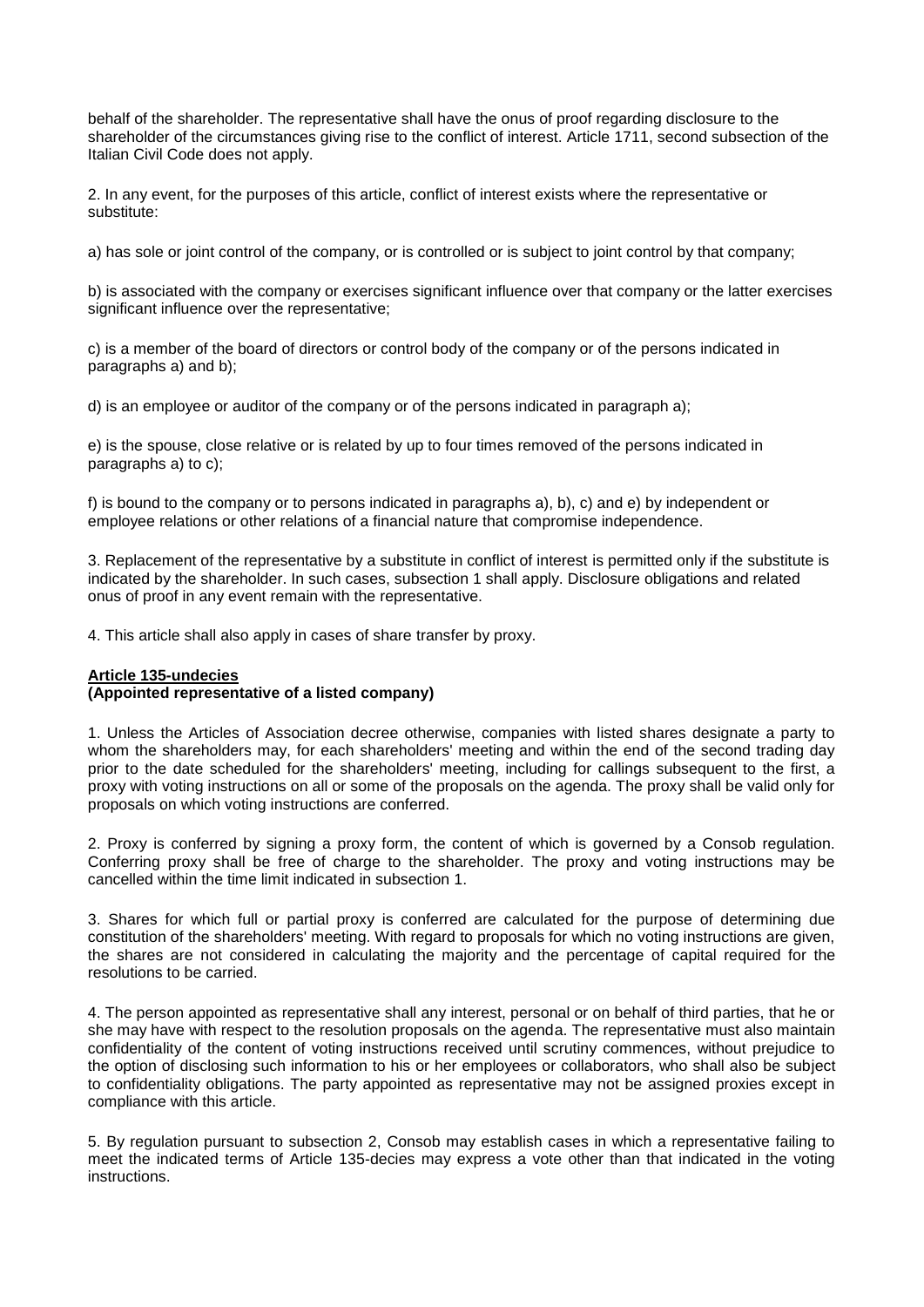behalf of the shareholder. The representative shall have the onus of proof regarding disclosure to the shareholder of the circumstances giving rise to the conflict of interest. Article 1711, second subsection of the Italian Civil Code does not apply.

2. In any event, for the purposes of this article, conflict of interest exists where the representative or substitute:

a) has sole or joint control of the company, or is controlled or is subject to joint control by that company;

b) is associated with the company or exercises significant influence over that company or the latter exercises significant influence over the representative;

c) is a member of the board of directors or control body of the company or of the persons indicated in paragraphs a) and b);

d) is an employee or auditor of the company or of the persons indicated in paragraph a);

e) is the spouse, close relative or is related by up to four times removed of the persons indicated in paragraphs a) to c);

f) is bound to the company or to persons indicated in paragraphs a), b), c) and e) by independent or employee relations or other relations of a financial nature that compromise independence.

3. Replacement of the representative by a substitute in conflict of interest is permitted only if the substitute is indicated by the shareholder. In such cases, subsection 1 shall apply. Disclosure obligations and related onus of proof in any event remain with the representative.

4. This article shall also apply in cases of share transfer by proxy.

**Article 135-undecies**
**(Appointed representative of a listed company)**

1. Unless the Articles of Association decree otherwise, companies with listed shares designate a party to whom the shareholders may, for each shareholders' meeting and within the end of the second trading day prior to the date scheduled for the shareholders' meeting, including for callings subsequent to the first, a proxy with voting instructions on all or some of the proposals on the agenda. The proxy shall be valid only for proposals on which voting instructions are conferred.

2. Proxy is conferred by signing a proxy form, the content of which is governed by a Consob regulation. Conferring proxy shall be free of charge to the shareholder. The proxy and voting instructions may be cancelled within the time limit indicated in subsection 1.

3. Shares for which full or partial proxy is conferred are calculated for the purpose of determining due constitution of the shareholders' meeting. With regard to proposals for which no voting instructions are given, the shares are not considered in calculating the majority and the percentage of capital required for the resolutions to be carried.

4. The person appointed as representative shall any interest, personal or on behalf of third parties, that he or she may have with respect to the resolution proposals on the agenda. The representative must also maintain confidentiality of the content of voting instructions received until scrutiny commences, without prejudice to the option of disclosing such information to his or her employees or collaborators, who shall also be subject to confidentiality obligations. The party appointed as representative may not be assigned proxies except in compliance with this article.

5. By regulation pursuant to subsection 2, Consob may establish cases in which a representative failing to meet the indicated terms of Article 135-decies may express a vote other than that indicated in the voting instructions.